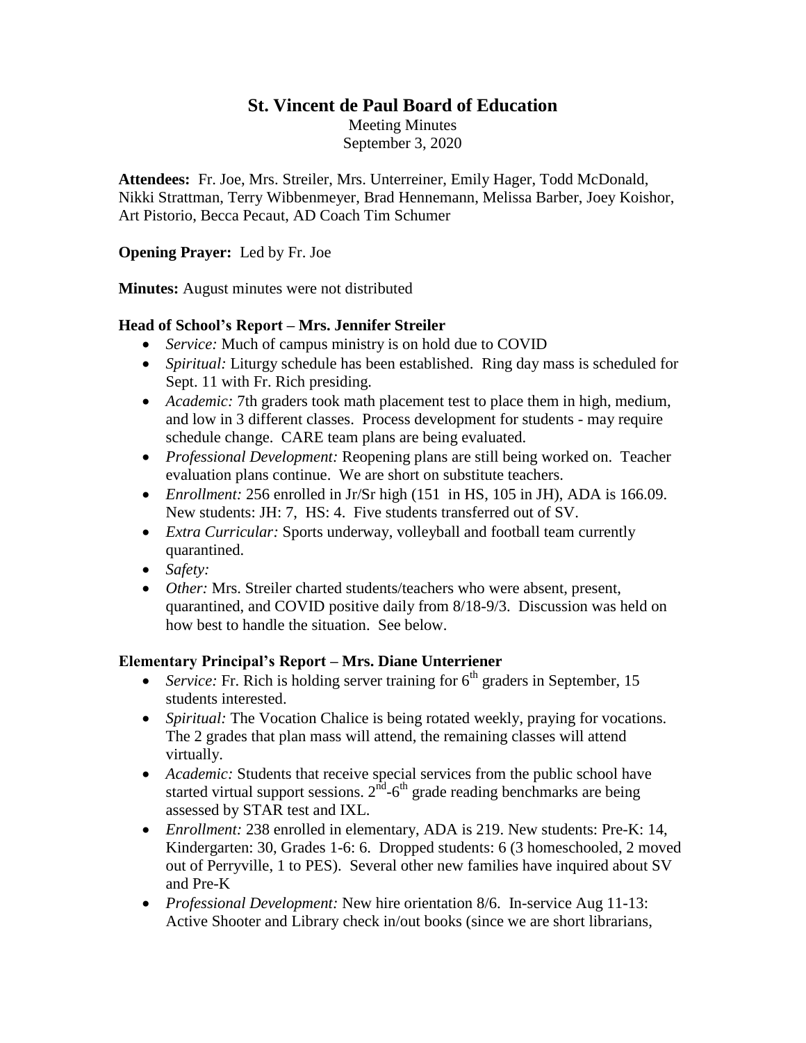# St. Vincent de Paul Board of Education

Meeting Minutes
September 3, 2020

**Attendees:** Fr. Joe, Mrs. Streiler, Mrs. Unterreiner, Emily Hager, Todd McDonald, Nikki Strattman, Terry Wibbenmeyer, Brad Hennemann, Melissa Barber, Joey Koishor, Art Pistorio, Becca Pecaut, AD Coach Tim Schumer

**Opening Prayer:** Led by Fr. Joe

**Minutes:** August minutes were not distributed

### Head of School's Report – Mrs. Jennifer Streiler

- *Service:* Much of campus ministry is on hold due to COVID
- *Spiritual:* Liturgy schedule has been established. Ring day mass is scheduled for Sept. 11 with Fr. Rich presiding.
- *Academic:* 7th graders took math placement test to place them in high, medium, and low in 3 different classes. Process development for students - may require schedule change. CARE team plans are being evaluated.
- *Professional Development:* Reopening plans are still being worked on. Teacher evaluation plans continue. We are short on substitute teachers.
- *Enrollment:* 256 enrolled in Jr/Sr high (151 in HS, 105 in JH), ADA is 166.09. New students: JH: 7, HS: 4. Five students transferred out of SV.
- *Extra Curricular:* Sports underway, volleyball and football team currently quarantined.
- *Safety:*
- *Other:* Mrs. Streiler charted students/teachers who were absent, present, quarantined, and COVID positive daily from 8/18-9/3. Discussion was held on how best to handle the situation. See below.

### Elementary Principal's Report – Mrs. Diane Unterriener

- *Service:* Fr. Rich is holding server training for 6th graders in September, 15 students interested.
- *Spiritual:* The Vocation Chalice is being rotated weekly, praying for vocations. The 2 grades that plan mass will attend, the remaining classes will attend virtually.
- *Academic:* Students that receive special services from the public school have started virtual support sessions. 2nd-6th grade reading benchmarks are being assessed by STAR test and IXL.
- *Enrollment:* 238 enrolled in elementary, ADA is 219. New students: Pre-K: 14, Kindergarten: 30, Grades 1-6: 6. Dropped students: 6 (3 homeschooled, 2 moved out of Perryville, 1 to PES). Several other new families have inquired about SV and Pre-K
- *Professional Development:* New hire orientation 8/6. In-service Aug 11-13: Active Shooter and Library check in/out books (since we are short librarians,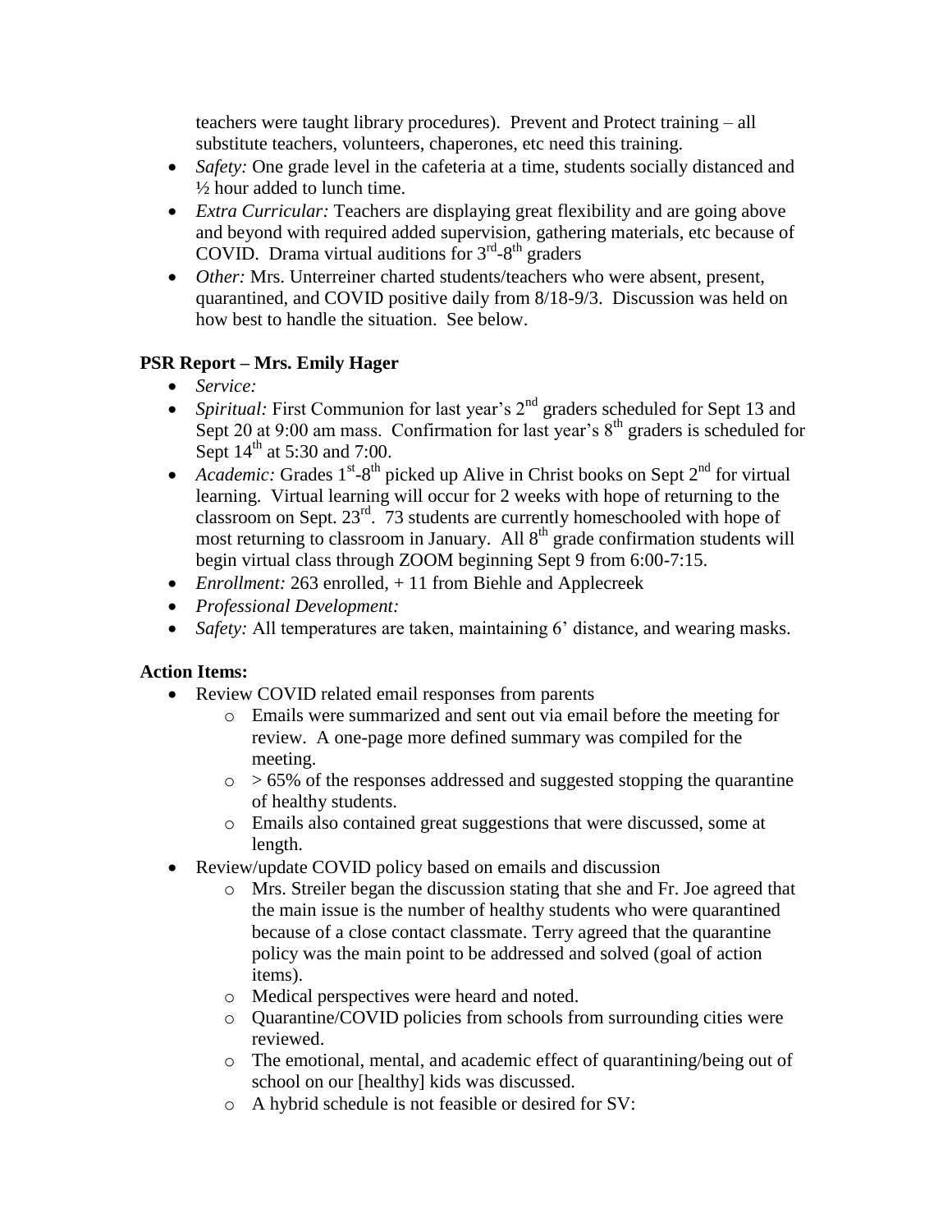teachers were taught library procedures). Prevent and Protect training – all substitute teachers, volunteers, chaperones, etc need this training.

- *Safety:* One grade level in the cafeteria at a time, students socially distanced and ½ hour added to lunch time.
- *Extra Curricular:* Teachers are displaying great flexibility and are going above and beyond with required added supervision, gathering materials, etc because of COVID. Drama virtual auditions for 3rd-8th graders
- *Other:* Mrs. Unterreiner charted students/teachers who were absent, present, quarantined, and COVID positive daily from 8/18-9/3. Discussion was held on how best to handle the situation. See below.

### PSR Report – Mrs. Emily Hager

- *Service:*
- *Spiritual:* First Communion for last year's 2nd graders scheduled for Sept 13 and Sept 20 at 9:00 am mass. Confirmation for last year's 8th graders is scheduled for Sept 14th at 5:30 and 7:00.
- *Academic:* Grades 1st-8th picked up Alive in Christ books on Sept 2nd for virtual learning. Virtual learning will occur for 2 weeks with hope of returning to the classroom on Sept. 23rd. 73 students are currently homeschooled with hope of most returning to classroom in January. All 8th grade confirmation students will begin virtual class through ZOOM beginning Sept 9 from 6:00-7:15.
- *Enrollment:* 263 enrolled, + 11 from Biehle and Applecreek
- *Professional Development:*
- *Safety:* All temperatures are taken, maintaining 6' distance, and wearing masks.

### Action Items:

- Review COVID related email responses from parents
  - Emails were summarized and sent out via email before the meeting for review. A one-page more defined summary was compiled for the meeting.
  - > 65% of the responses addressed and suggested stopping the quarantine of healthy students.
  - Emails also contained great suggestions that were discussed, some at length.
- Review/update COVID policy based on emails and discussion
  - Mrs. Streiler began the discussion stating that she and Fr. Joe agreed that the main issue is the number of healthy students who were quarantined because of a close contact classmate. Terry agreed that the quarantine policy was the main point to be addressed and solved (goal of action items).
  - Medical perspectives were heard and noted.
  - Quarantine/COVID policies from schools from surrounding cities were reviewed.
  - The emotional, mental, and academic effect of quarantining/being out of school on our [healthy] kids was discussed.
  - A hybrid schedule is not feasible or desired for SV: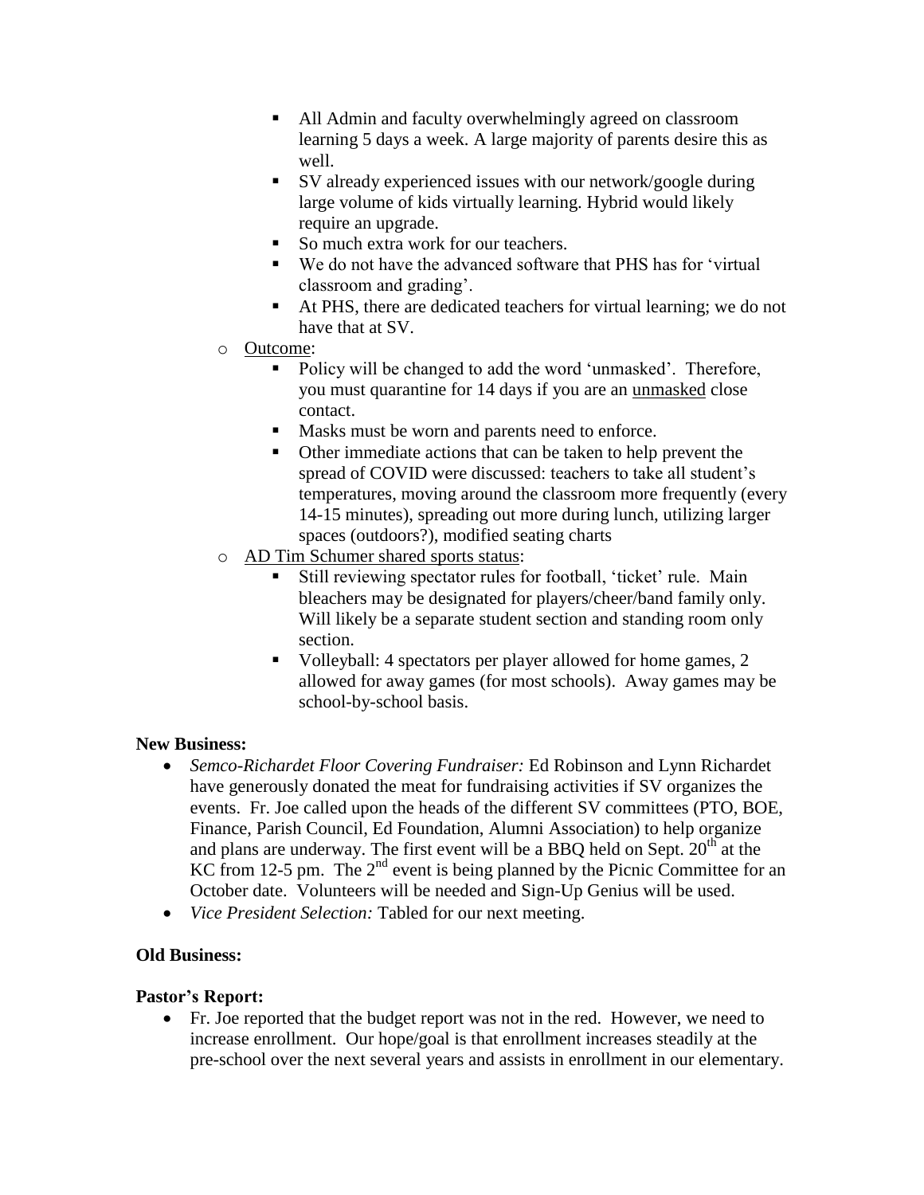- All Admin and faculty overwhelmingly agreed on classroom learning 5 days a week. A large majority of parents desire this as well.
    - SV already experienced issues with our network/google during large volume of kids virtually learning. Hybrid would likely require an upgrade.
    - So much extra work for our teachers.
    - We do not have the advanced software that PHS has for 'virtual classroom and grading'.
    - At PHS, there are dedicated teachers for virtual learning; we do not have that at SV.
  - Outcome:
    - Policy will be changed to add the word 'unmasked'. Therefore, you must quarantine for 14 days if you are an unmasked close contact.
    - Masks must be worn and parents need to enforce.
    - Other immediate actions that can be taken to help prevent the spread of COVID were discussed: teachers to take all student's temperatures, moving around the classroom more frequently (every 14-15 minutes), spreading out more during lunch, utilizing larger spaces (outdoors?), modified seating charts
  - AD Tim Schumer shared sports status:
    - Still reviewing spectator rules for football, 'ticket' rule. Main bleachers may be designated for players/cheer/band family only. Will likely be a separate student section and standing room only section.
    - Volleyball: 4 spectators per player allowed for home games, 2 allowed for away games (for most schools). Away games may be school-by-school basis.

**New Business:**

- *Semco-Richardet Floor Covering Fundraiser:* Ed Robinson and Lynn Richardet have generously donated the meat for fundraising activities if SV organizes the events. Fr. Joe called upon the heads of the different SV committees (PTO, BOE, Finance, Parish Council, Ed Foundation, Alumni Association) to help organize and plans are underway. The first event will be a BBQ held on Sept. 20th at the KC from 12-5 pm. The 2nd event is being planned by the Picnic Committee for an October date. Volunteers will be needed and Sign-Up Genius will be used.
- *Vice President Selection:* Tabled for our next meeting.

**Old Business:**

**Pastor's Report:**

- Fr. Joe reported that the budget report was not in the red. However, we need to increase enrollment. Our hope/goal is that enrollment increases steadily at the pre-school over the next several years and assists in enrollment in our elementary.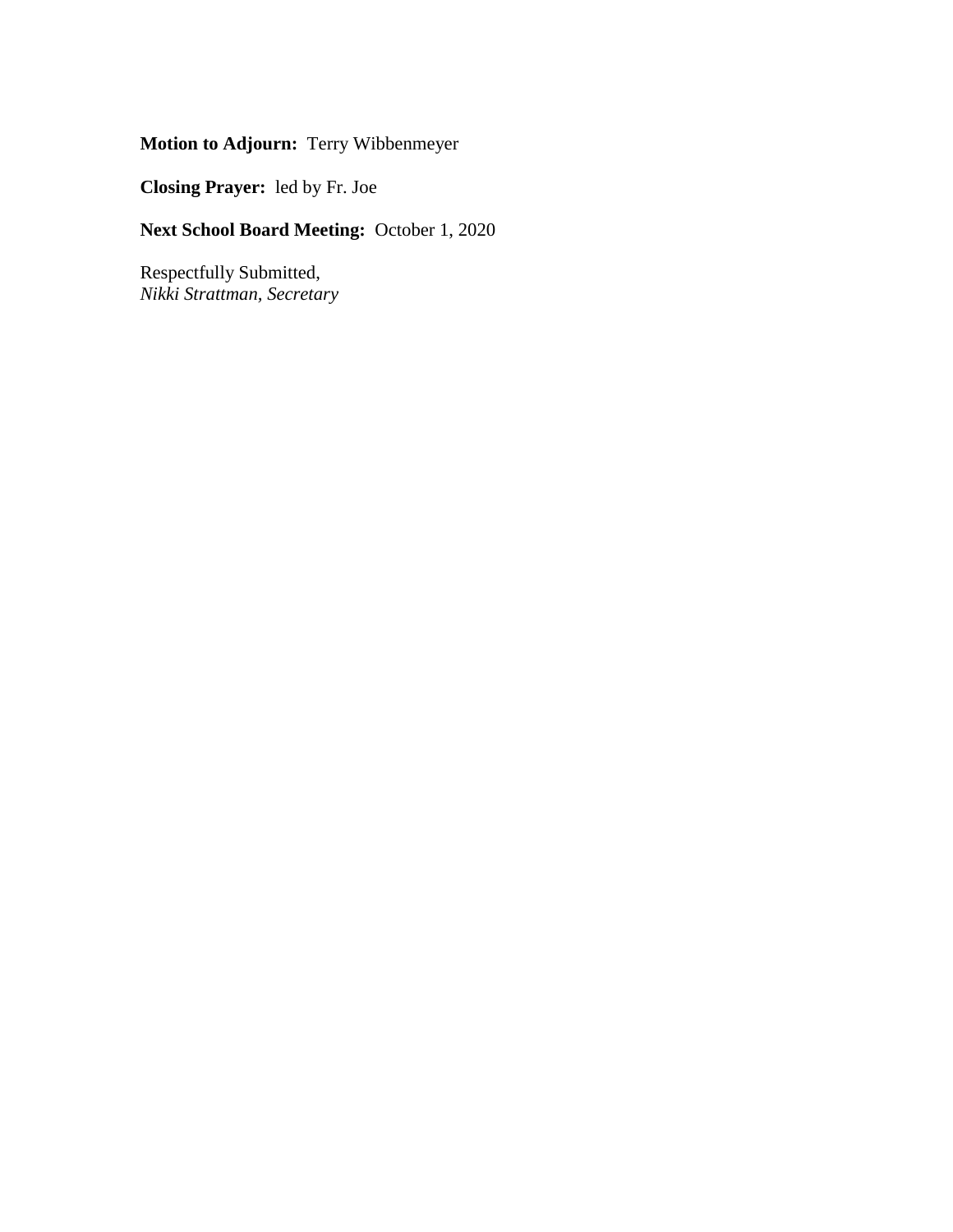**Motion to Adjourn:** Terry Wibbenmeyer

**Closing Prayer:** led by Fr. Joe

**Next School Board Meeting:** October 1, 2020

Respectfully Submitted,
*Nikki Strattman, Secretary*